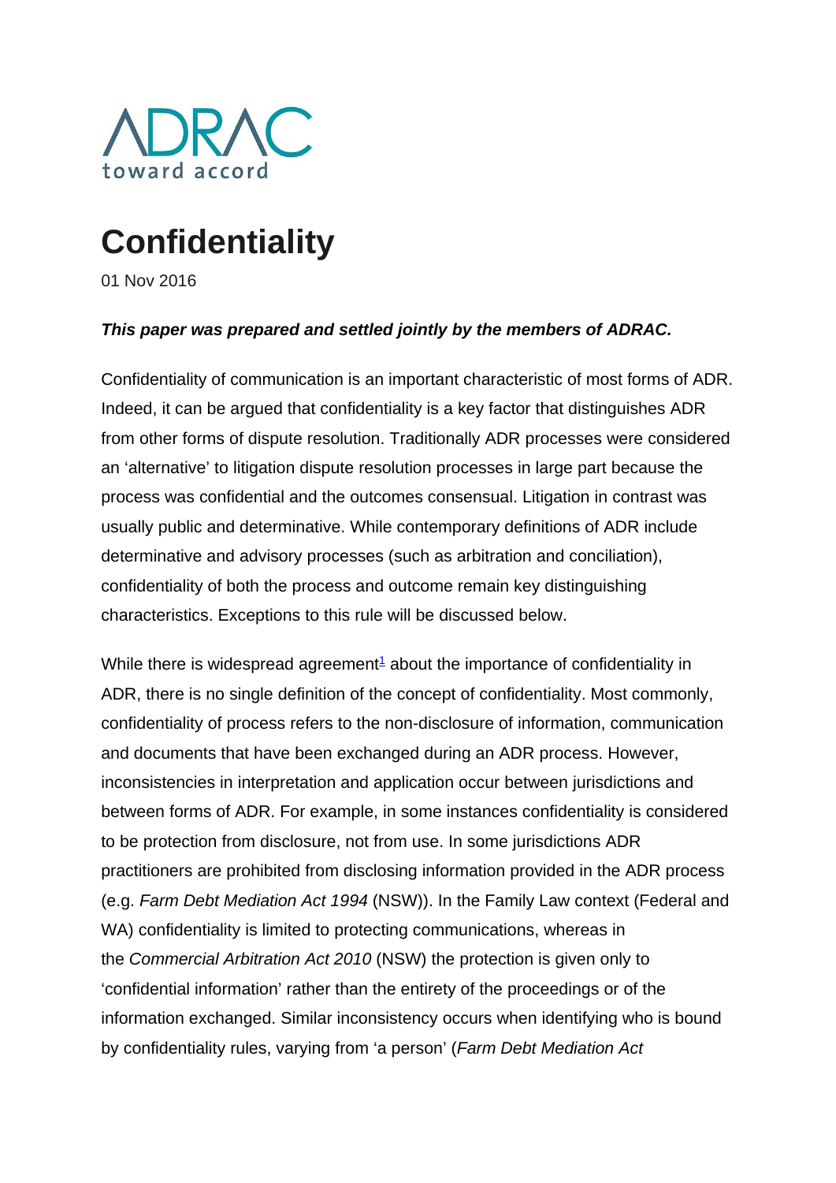ADRAC

toward accord

# Confidentiality

01 Nov 2016

***This paper was prepared and settled jointly by the members of ADRAC.***

Confidentiality of communication is an important characteristic of most forms of ADR. Indeed, it can be argued that confidentiality is a key factor that distinguishes ADR from other forms of dispute resolution. Traditionally ADR processes were considered an 'alternative' to litigation dispute resolution processes in large part because the process was confidential and the outcomes consensual. Litigation in contrast was usually public and determinative. While contemporary definitions of ADR include determinative and advisory processes (such as arbitration and conciliation), confidentiality of both the process and outcome remain key distinguishing characteristics. Exceptions to this rule will be discussed below.

While there is widespread agreement[1] about the importance of confidentiality in ADR, there is no single definition of the concept of confidentiality. Most commonly, confidentiality of process refers to the non-disclosure of information, communication and documents that have been exchanged during an ADR process. However, inconsistencies in interpretation and application occur between jurisdictions and between forms of ADR. For example, in some instances confidentiality is considered to be protection from disclosure, not from use. In some jurisdictions ADR practitioners are prohibited from disclosing information provided in the ADR process (e.g. *Farm Debt Mediation Act 1994* (NSW)). In the Family Law context (Federal and WA) confidentiality is limited to protecting communications, whereas in the *Commercial Arbitration Act 2010* (NSW) the protection is given only to 'confidential information' rather than the entirety of the proceedings or of the information exchanged. Similar inconsistency occurs when identifying who is bound by confidentiality rules, varying from 'a person' (*Farm Debt Mediation Act*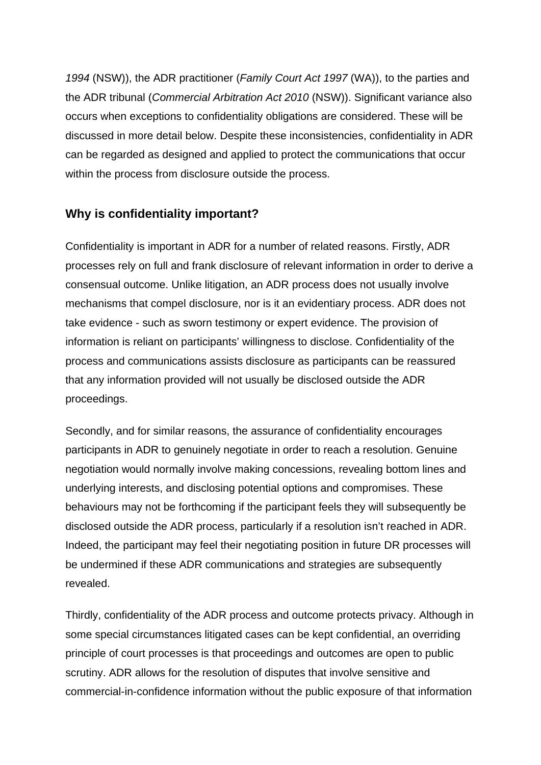*1994* (NSW)), the ADR practitioner (*Family Court Act 1997* (WA)), to the parties and the ADR tribunal (*Commercial Arbitration Act 2010* (NSW)). Significant variance also occurs when exceptions to confidentiality obligations are considered. These will be discussed in more detail below. Despite these inconsistencies, confidentiality in ADR can be regarded as designed and applied to protect the communications that occur within the process from disclosure outside the process.

## Why is confidentiality important?

Confidentiality is important in ADR for a number of related reasons. Firstly, ADR processes rely on full and frank disclosure of relevant information in order to derive a consensual outcome. Unlike litigation, an ADR process does not usually involve mechanisms that compel disclosure, nor is it an evidentiary process. ADR does not take evidence - such as sworn testimony or expert evidence. The provision of information is reliant on participants' willingness to disclose. Confidentiality of the process and communications assists disclosure as participants can be reassured that any information provided will not usually be disclosed outside the ADR proceedings.

Secondly, and for similar reasons, the assurance of confidentiality encourages participants in ADR to genuinely negotiate in order to reach a resolution. Genuine negotiation would normally involve making concessions, revealing bottom lines and underlying interests, and disclosing potential options and compromises. These behaviours may not be forthcoming if the participant feels they will subsequently be disclosed outside the ADR process, particularly if a resolution isn't reached in ADR. Indeed, the participant may feel their negotiating position in future DR processes will be undermined if these ADR communications and strategies are subsequently revealed.

Thirdly, confidentiality of the ADR process and outcome protects privacy. Although in some special circumstances litigated cases can be kept confidential, an overriding principle of court processes is that proceedings and outcomes are open to public scrutiny. ADR allows for the resolution of disputes that involve sensitive and commercial-in-confidence information without the public exposure of that information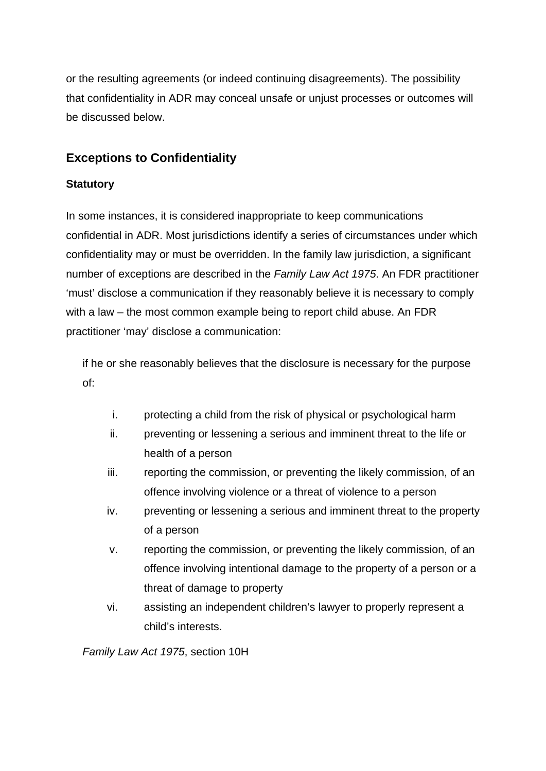or the resulting agreements (or indeed continuing disagreements). The possibility that confidentiality in ADR may conceal unsafe or unjust processes or outcomes will be discussed below.

## Exceptions to Confidentiality

### Statutory

In some instances, it is considered inappropriate to keep communications confidential in ADR. Most jurisdictions identify a series of circumstances under which confidentiality may or must be overridden. In the family law jurisdiction, a significant number of exceptions are described in the *Family Law Act 1975*. An FDR practitioner 'must' disclose a communication if they reasonably believe it is necessary to comply with a law – the most common example being to report child abuse. An FDR practitioner 'may' disclose a communication:

> if he or she reasonably believes that the disclosure is necessary for the purpose of:
>
> i. protecting a child from the risk of physical or psychological harm
> ii. preventing or lessening a serious and imminent threat to the life or health of a person
> iii. reporting the commission, or preventing the likely commission, of an offence involving violence or a threat of violence to a person
> iv. preventing or lessening a serious and imminent threat to the property of a person
> v. reporting the commission, or preventing the likely commission, of an offence involving intentional damage to the property of a person or a threat of damage to property
> vi. assisting an independent children's lawyer to properly represent a child's interests.
>
> *Family Law Act 1975*, section 10H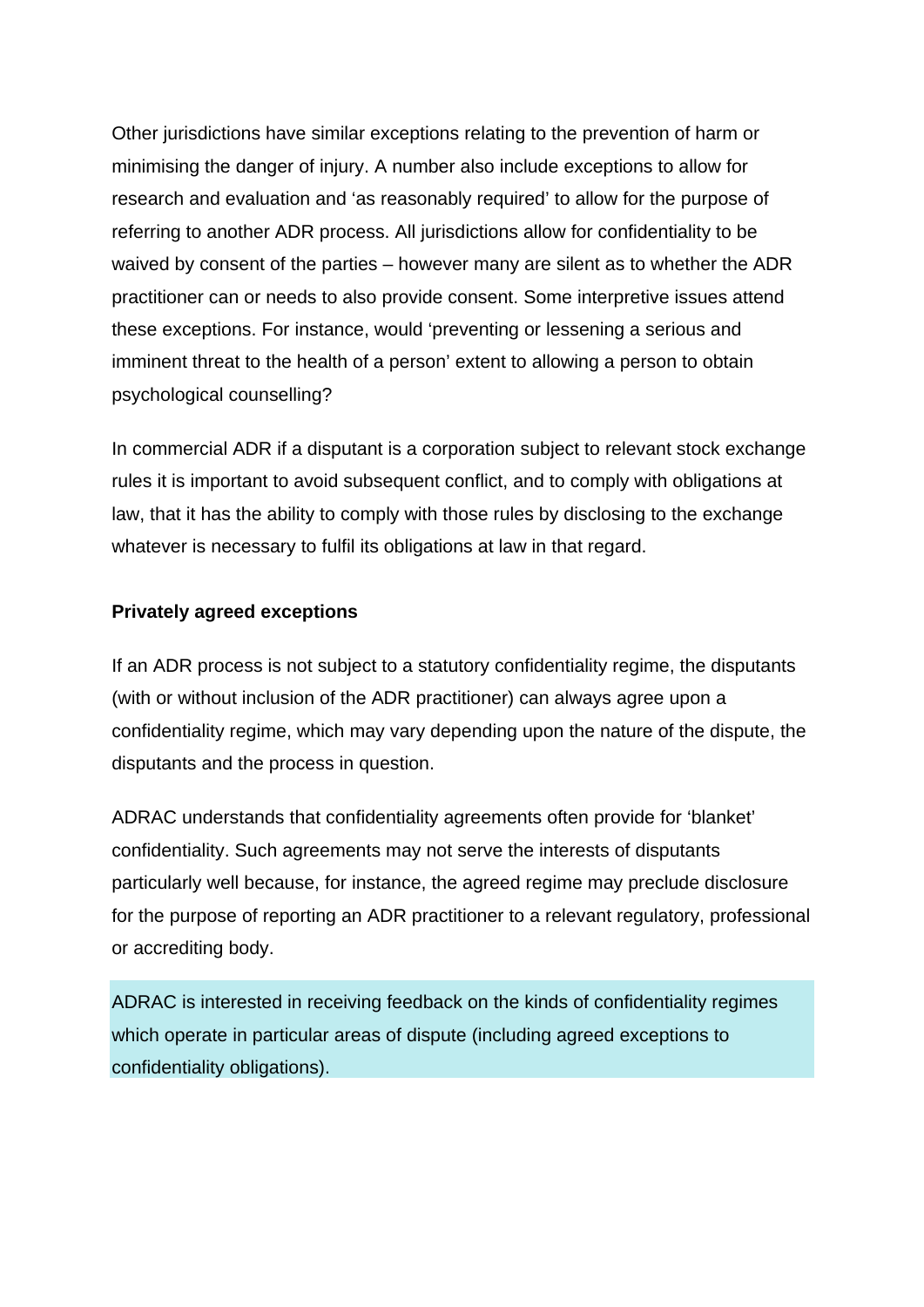Other jurisdictions have similar exceptions relating to the prevention of harm or minimising the danger of injury. A number also include exceptions to allow for research and evaluation and 'as reasonably required' to allow for the purpose of referring to another ADR process. All jurisdictions allow for confidentiality to be waived by consent of the parties – however many are silent as to whether the ADR practitioner can or needs to also provide consent. Some interpretive issues attend these exceptions. For instance, would 'preventing or lessening a serious and imminent threat to the health of a person' extent to allowing a person to obtain psychological counselling?

In commercial ADR if a disputant is a corporation subject to relevant stock exchange rules it is important to avoid subsequent conflict, and to comply with obligations at law, that it has the ability to comply with those rules by disclosing to the exchange whatever is necessary to fulfil its obligations at law in that regard.

**Privately agreed exceptions**

If an ADR process is not subject to a statutory confidentiality regime, the disputants (with or without inclusion of the ADR practitioner) can always agree upon a confidentiality regime, which may vary depending upon the nature of the dispute, the disputants and the process in question.

ADRAC understands that confidentiality agreements often provide for 'blanket' confidentiality. Such agreements may not serve the interests of disputants particularly well because, for instance, the agreed regime may preclude disclosure for the purpose of reporting an ADR practitioner to a relevant regulatory, professional or accrediting body.

ADRAC is interested in receiving feedback on the kinds of confidentiality regimes which operate in particular areas of dispute (including agreed exceptions to confidentiality obligations).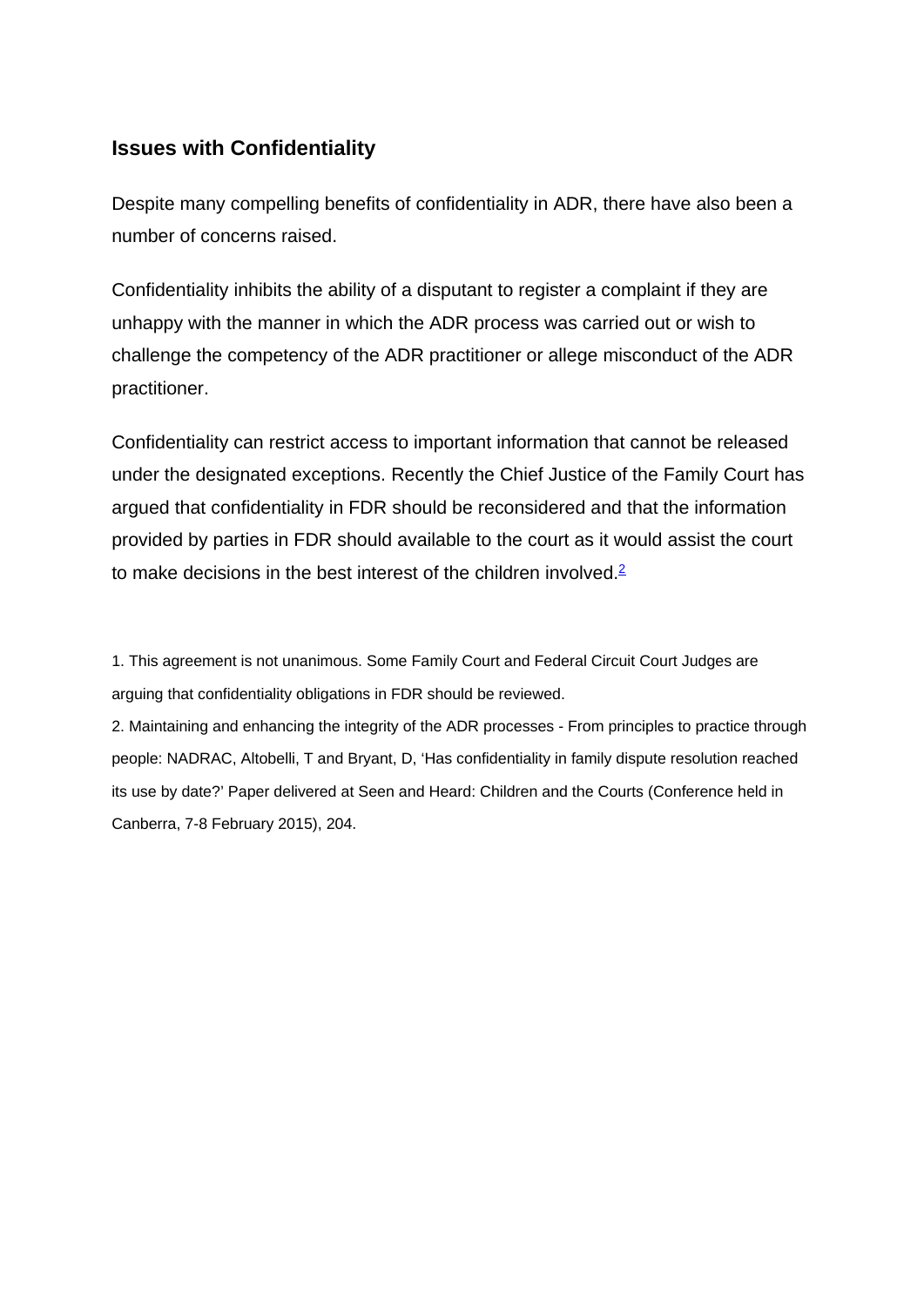## Issues with Confidentiality

Despite many compelling benefits of confidentiality in ADR, there have also been a number of concerns raised.

Confidentiality inhibits the ability of a disputant to register a complaint if they are unhappy with the manner in which the ADR process was carried out or wish to challenge the competency of the ADR practitioner or allege misconduct of the ADR practitioner.

Confidentiality can restrict access to important information that cannot be released under the designated exceptions. Recently the Chief Justice of the Family Court has argued that confidentiality in FDR should be reconsidered and that the information provided by parties in FDR should available to the court as it would assist the court to make decisions in the best interest of the children involved.[2]

1. This agreement is not unanimous. Some Family Court and Federal Circuit Court Judges are arguing that confidentiality obligations in FDR should be reviewed.

2. Maintaining and enhancing the integrity of the ADR processes - From principles to practice through people: NADRAC, Altobelli, T and Bryant, D, 'Has confidentiality in family dispute resolution reached its use by date?' Paper delivered at Seen and Heard: Children and the Courts (Conference held in Canberra, 7-8 February 2015), 204.